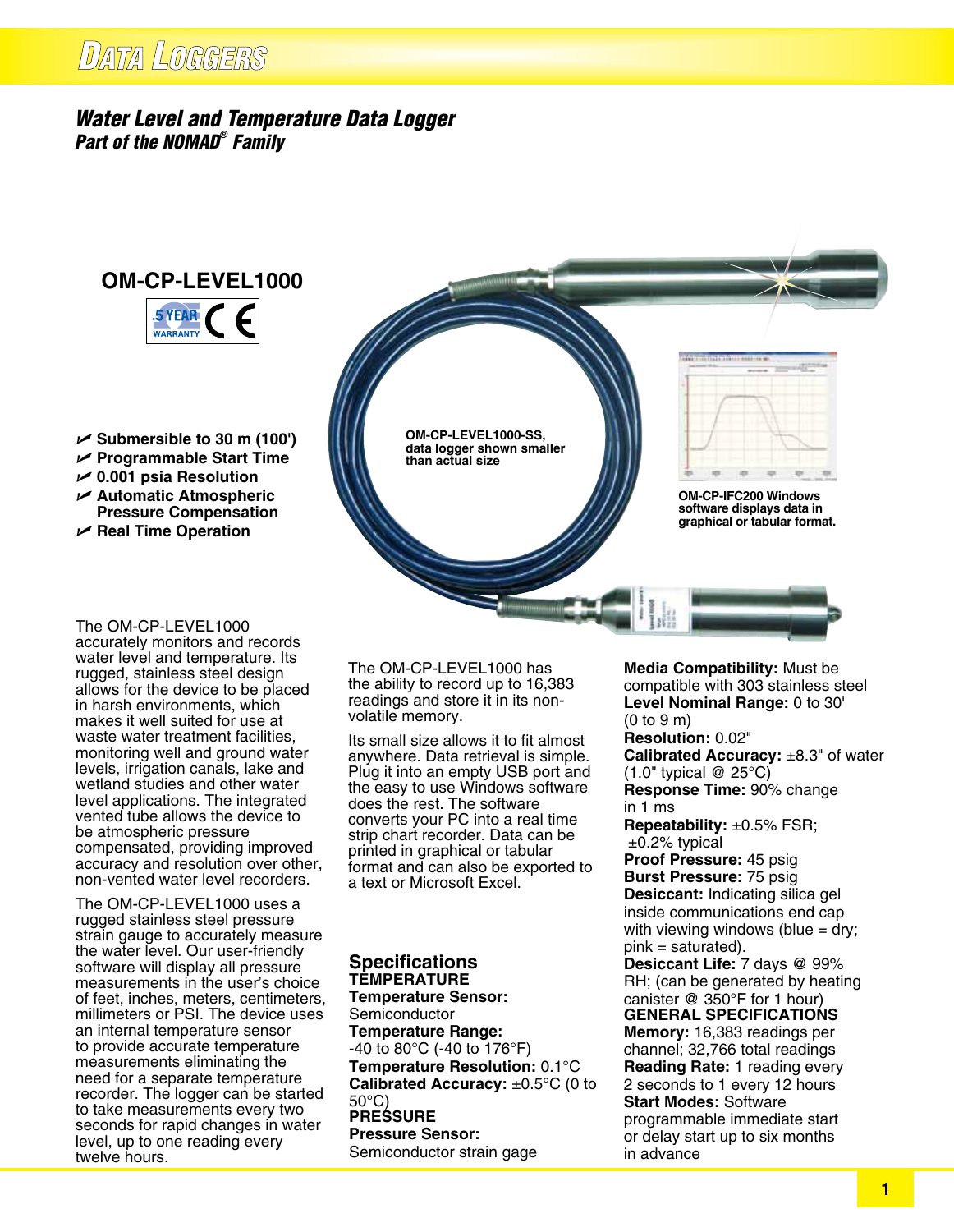# Water Level and Temperature Data Logger

## *Part of the NOMAD® Family*

## OM-CP-LEVEL1000

5 YEAR WARRANTY CE

- Submersible to 30 m (100')
- Programmable Start Time
- 0.001 psia Resolution
- Automatic Atmospheric Pressure Compensation
- Real Time Operation

**OM-CP-LEVEL1000-SS, data logger shown smaller than actual size**

**OM-CP-IFC200 Windows software displays data in graphical or tabular format.**

The OM-CP-LEVEL1000 accurately monitors and records water level and temperature. Its rugged, stainless steel design allows for the device to be placed in harsh environments, which makes it well suited for use at waste water treatment facilities, monitoring well and ground water levels, irrigation canals, lake and wetland studies and other water level applications. The integrated vented tube allows the device to be atmospheric pressure compensated, providing improved accuracy and resolution over other, non-vented water level recorders.

The OM-CP-LEVEL1000 uses a rugged stainless steel pressure strain gauge to accurately measure the water level. Our user-friendly software will display all pressure measurements in the user's choice of feet, inches, meters, centimeters, millimeters or PSI. The device uses an internal temperature sensor to provide accurate temperature measurements eliminating the need for a separate temperature recorder. The logger can be started to take measurements every two seconds for rapid changes in water level, up to one reading every twelve hours.

The OM-CP-LEVEL1000 has the ability to record up to 16,383 readings and store it in its non-volatile memory.

Its small size allows it to fit almost anywhere. Data retrieval is simple. Plug it into an empty USB port and the easy to use Windows software does the rest. The software converts your PC into a real time strip chart recorder. Data can be printed in graphical or tabular format and can also be exported to a text or Microsoft Excel.

## Specifications

**TEMPERATURE**

**Temperature Sensor:** Semiconductor

**Temperature Range:** -40 to 80°C (-40 to 176°F)

**Temperature Resolution:** 0.1°C

**Calibrated Accuracy:** ±0.5°C (0 to 50°C)

**PRESSURE**

**Pressure Sensor:** Semiconductor strain gage

**Media Compatibility:** Must be compatible with 303 stainless steel

**Level Nominal Range:** 0 to 30' (0 to 9 m)

**Resolution:** 0.02"

**Calibrated Accuracy:** ±8.3" of water (1.0" typical @ 25°C)

**Response Time:** 90% change in 1 ms

**Repeatability:** ±0.5% FSR; ±0.2% typical

**Proof Pressure:** 45 psig

**Burst Pressure:** 75 psig

**Desiccant:** Indicating silica gel inside communications end cap with viewing windows (blue = dry; pink = saturated).

**Desiccant Life:** 7 days @ 99% RH; (can be generated by heating canister @ 350°F for 1 hour)

**GENERAL SPECIFICATIONS**

**Memory:** 16,383 readings per channel; 32,766 total readings

**Reading Rate:** 1 reading every 2 seconds to 1 every 12 hours

**Start Modes:** Software programmable immediate start or delay start up to six months in advance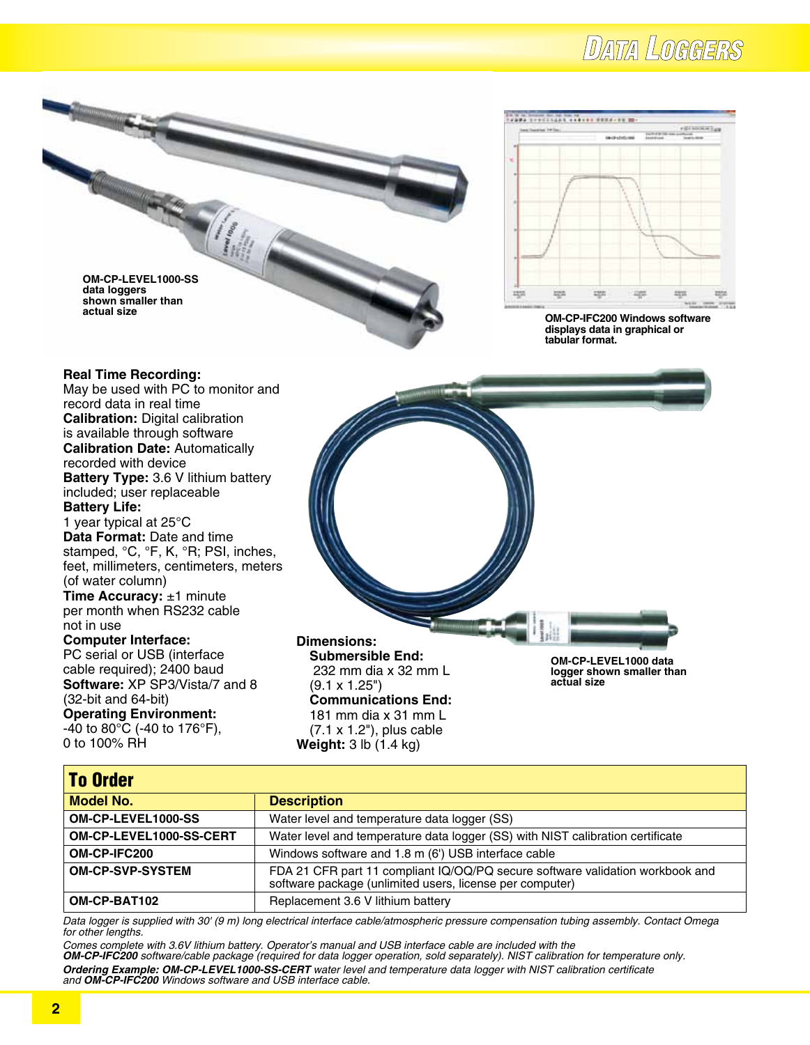OM-CP-LEVEL1000-SS data loggers shown smaller than actual size

OM-CP-IFC200 Windows software displays data in graphical or tabular format.

**Real Time Recording:** May be used with PC to monitor and record data in real time
**Calibration:** Digital calibration is available through software
**Calibration Date:** Automatically recorded with device
**Battery Type:** 3.6 V lithium battery included; user replaceable
**Battery Life:** 1 year typical at 25°C
**Data Format:** Date and time stamped, °C, °F, K, °R; PSI, inches, feet, millimeters, centimeters, meters (of water column)
**Time Accuracy:** ±1 minute per month when RS232 cable not in use
**Computer Interface:** PC serial or USB (interface cable required); 2400 baud
**Software:** XP SP3/Vista/7 and 8 (32-bit and 64-bit)
**Operating Environment:** -40 to 80°C (-40 to 176°F), 0 to 100% RH

**Dimensions:**
**Submersible End:** 232 mm dia x 32 mm L (9.1 x 1.25")
**Communications End:** 181 mm dia x 31 mm L (7.1 x 1.2"), plus cable
**Weight:** 3 lb (1.4 kg)

OM-CP-LEVEL1000 data logger shown smaller than actual size

## To Order

| Model No. | Description |
|---|---|
| OM-CP-LEVEL1000-SS | Water level and temperature data logger (SS) |
| OM-CP-LEVEL1000-SS-CERT | Water level and temperature data logger (SS) with NIST calibration certificate |
| OM-CP-IFC200 | Windows software and 1.8 m (6') USB interface cable |
| OM-CP-SVP-SYSTEM | FDA 21 CFR part 11 compliant IQ/OQ/PQ secure software validation workbook and software package (unlimited users, license per computer) |
| OM-CP-BAT102 | Replacement 3.6 V lithium battery |

*Data logger is supplied with 30' (9 m) long electrical interface cable/atmospheric pressure compensation tubing assembly. Contact Omega for other lengths.*

*Comes complete with 3.6V lithium battery. Operator's manual and USB interface cable are included with the **OM-CP-IFC200** software/cable package (required for data logger operation, sold separately). NIST calibration for temperature only.*

***Ordering Example: OM-CP-LEVEL1000-SS-CERT** water level and temperature data logger with NIST calibration certificate and **OM-CP-IFC200** Windows software and USB interface cable.*